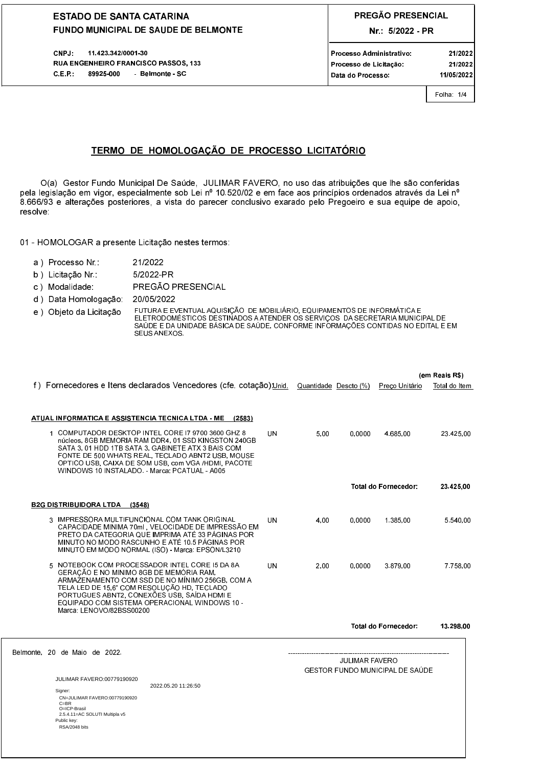**ESTADO DE SANTA CATARINA**
**FUNDO MUNICIPAL DE SAUDE DE BELMONTE**

CNPJ: 11.423.342/0001-30
RUA ENGENHEIRO FRANCISCO PASSOS, 133
C.E.P.: 89925-000 - Belmonte - SC

**PREGÃO PRESENCIAL**
**Nr.: 5/2022 - PR**

| | |
|---|---|
| Processo Administrativo: | 21/2022 |
| Processo de Licitação: | 21/2022 |
| Data do Processo: | 11/05/2022 |

# TERMO DE HOMOLOGAÇÃO DE PROCESSO LICITATÓRIO

O(a) Gestor Fundo Municipal De Saúde, JULIMAR FAVERO, no uso das atribuições que lhe são conferidas pela legislação em vigor, especialmente sob Lei nº 10.520/02 e em face aos princípios ordenados através da Lei nº 8.666/93 e alterações posteriores, a vista do parecer conclusivo exarado pelo Pregoeiro e sua equipe de apoio, resolve:

01 - HOMOLOGAR a presente Licitação nestes termos:

a ) Processo Nr.: 21/2022
b ) Licitação Nr.: 5/2022-PR
c ) Modalidade: PREGÃO PRESENCIAL
d ) Data Homologação: 20/05/2022
e ) Objeto da Licitação: FUTURA E EVENTUAL AQUISIÇÃO DE MOBILIÁRIO, EQUIPAMENTOS DE INFORMÁTICA E ELETRODOMÉSTICOS DESTINADOS A ATENDER OS SERVIÇOS DA SECRETARIA MUNICIPAL DE SAÚDE E DA UNIDADE BÁSICA DE SAÚDE, CONFORME INFORMAÇÕES CONTIDAS NO EDITAL E EM SEUS ANEXOS.

f ) Fornecedores e Itens declarados Vencedores (cfe. cotação): (em Reais R$)

| Item | Descrição | Unid. | Quantidade | Descto (%) | Preço Unitário | Total do Item |
|---|---|---|---|---|---|---|
| **ATUAL INFORMATICA E ASSISTENCIA TECNICA LTDA - ME (2583)** | | | | | | |
| 1 | COMPUTADOR DESKTOP INTEL CORE I7 9700 3600 GHZ 8 núcleos, 8GB MEMORIA RAM DDR4, 01 SSD KINGSTON 240GB SATA 3, 01 HDD 1TB SATA 3, GABINETE ATX 3 BAIS COM FONTE DE 500 WHATS REAL, TECLADO ABNT2 USB, MOUSE OPTICO USB, CAIXA DE SOM USB, com VGA /HDMI, PACOTE WINDOWS 10 INSTALADO. - Marca: PCATUAL - A005 | UN | 5,00 | 0,0000 | 4.685,00 | 23.425,00 |
| | | | | | **Total do Fornecedor:** | **23.425,00** |
| **B2G DISTRIBUIDORA LTDA (3548)** | | | | | | |
| 3 | IMPRESSORA MULTIFUNCIONAL COM TANK ORIGINAL CAPACIDADE MINIMA 70ml , VELOCIDADE DE IMPRESSÃO EM PRETO DA CATEGORIA QUE IMPRIMA ATÉ 33 PÁGINAS POR MINUTO NO MODO RASCUNHO E ATÉ 10.5 PÁGINAS POR MINUTO EM MODO NORMAL (ISO) - Marca: EPSON/L3210 | UN | 4,00 | 0,0000 | 1.385,00 | 5.540,00 |
| 5 | NOTEBOOK COM PROCESSADOR INTEL CORE I5 DA 8A GERAÇÃO E NO MINIMO 8GB DE MEMÓRIA RAM, ARMAZENAMENTO COM SSD DE NO MÍNIMO 256GB, COM A TELA LED DE 15,6" COM RESOLUÇÃO HD, TECLADO PORTUGUES ABNT2, CONEXÕES USB, SAÍDA HDMI E EQUIPADO COM SISTEMA OPERACIONAL WINDOWS 10 - Marca: LENOVO/82BSS00200 | UN | 2,00 | 0,0000 | 3.879,00 | 7.758,00 |
| | | | | | **Total do Fornecedor:** | **13.298,00** |

Belmonte, 20 de Maio de 2022.

JULIMAR FAVERO:00779190920
2022.05.20 11:26:50
Signer:
CN=JULIMAR FAVERO:00779190920
C=BR
O=ICP-Brasil
2.5.4.11=AC SOLUTI Multipla v5
Public key:
RSA/2048 bits

---------------------------------------------
JULIMAR FAVERO
GESTOR FUNDO MUNICIPAL DE SAÚDE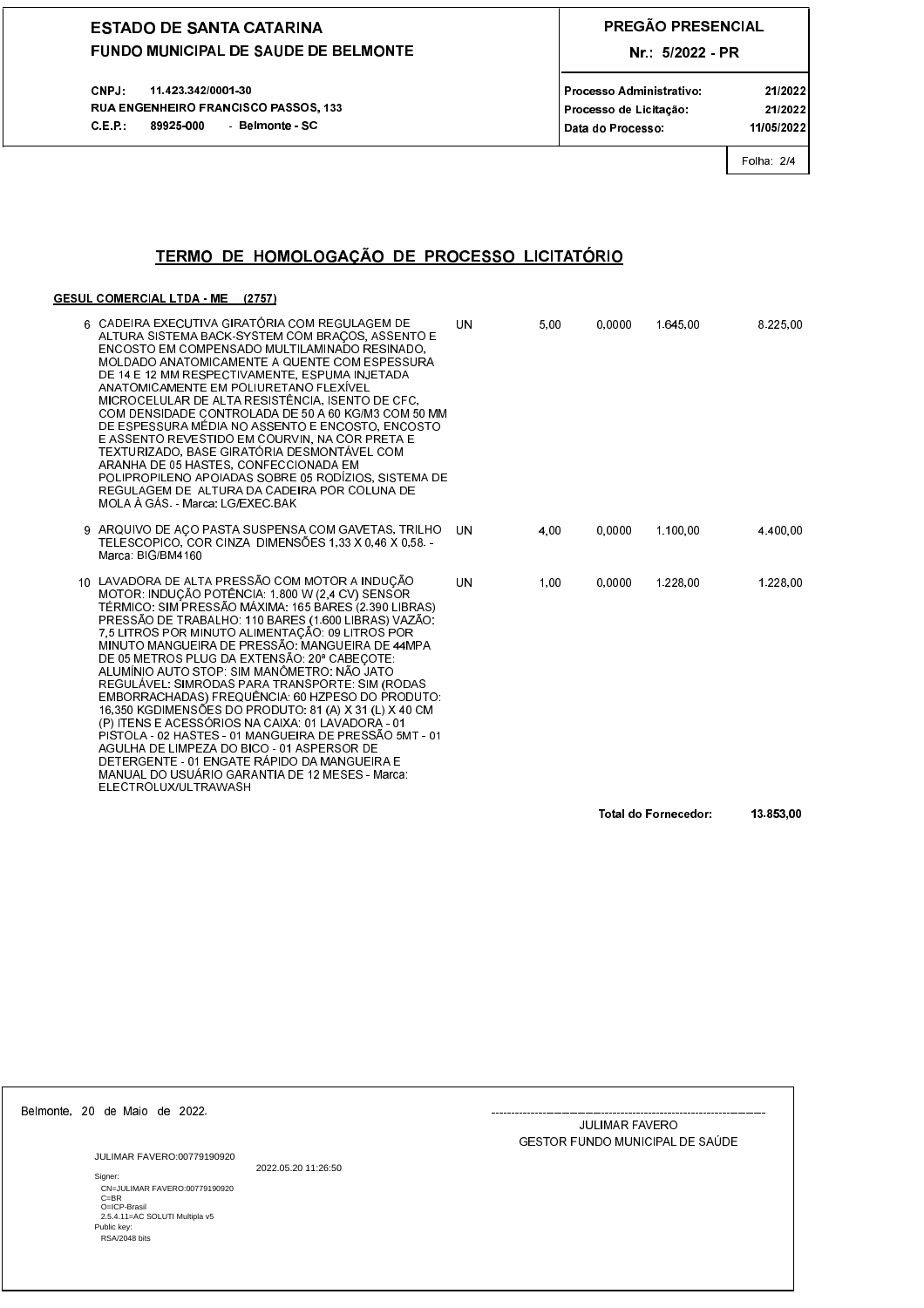**ESTADO DE SANTA CATARINA**
**FUNDO MUNICIPAL DE SAUDE DE BELMONTE**

CNPJ: 11.423.342/0001-30
RUA ENGENHEIRO FRANCISCO PASSOS, 133
C.E.P.: 89925-000 - Belmonte - SC

**PREGÃO PRESENCIAL**
**Nr.: 5/2022 - PR**

Processo Administrativo: 21/2022
Processo de Licitação: 21/2022
Data do Processo: 11/05/2022

Folha: 2/4

# TERMO DE HOMOLOGAÇÃO DE PROCESSO LICITATÓRIO

**GESUL COMERCIAL LTDA - ME (2757)**

| Item | Descrição | Unid. | Quant. | | Valor Unit. | Valor Total |
|---|---|---|---|---|---|---|
| 6 | CADEIRA EXECUTIVA GIRATÓRIA COM REGULAGEM DE ALTURA SISTEMA BACK-SYSTEM COM BRAÇOS, ASSENTO E ENCOSTO EM COMPENSADO MULTILAMINADO RESINADO, MOLDADO ANATOMICAMENTE A QUENTE COM ESPESSURA DE 14 E 12 MM RESPECTIVAMENTE, ESPUMA INJETADA ANATOMICAMENTE EM POLIURETANO FLEXÍVEL MICROCELULAR DE ALTA RESISTÊNCIA, ISENTO DE CFC, COM DENSIDADE CONTROLADA DE 50 A 60 KG/M3 COM 50 MM DE ESPESSURA MÉDIA NO ASSENTO E ENCOSTO, ENCOSTO E ASSENTO REVESTIDO EM COURVIN, NA COR PRETA E TEXTURIZADO, BASE GIRATÓRIA DESMONTÁVEL COM ARANHA DE 05 HASTES, CONFECCIONADA EM POLIPROPILENO APOIADAS SOBRE 05 RODÍZIOS, SISTEMA DE REGULAGEM DE ALTURA DA CADEIRA POR COLUNA DE MOLA À GÁS. - Marca: LG/EXEC-BAK | UN | 5,00 | 0,0000 | 1.645,00 | 8.225,00 |
| 9 | ARQUIVO DE AÇO PASTA SUSPENSA COM GAVETAS, TRILHO TELESCOPICO, COR CINZA DIMENSÕES 1,33 X 0,46 X 0,58. - Marca: BIG/BM4160 | UN | 4,00 | 0,0000 | 1.100,00 | 4.400,00 |
| 10 | LAVADORA DE ALTA PRESSÃO COM MOTOR A INDUÇÃO MOTOR: INDUÇÃO POTÊNCIA: 1.800 W (2,4 CV) SENSOR TÉRMICO: SIM PRESSÃO MÁXIMA: 165 BARES (2.390 LIBRAS) PRESSÃO DE TRABALHO: 110 BARES (1.600 LIBRAS) VAZÃO: 7,5 LITROS POR MINUTO ALIMENTAÇÃO: 09 LITROS POR MINUTO MANGUEIRA DE PRESSÃO: MANGUEIRA DE 44MPA DE 05 METROS PLUG DA EXTENSÃO: 20ª CABEÇOTE: ALUMÍNIO AUTO STOP: SIM MANÔMETRO: NÃO JATO REGULÁVEL: SIMRODAS PARA TRANSPORTE: SIM (RODAS EMBORRACHADAS) FREQUÊNCIA: 60 HZPESO DO PRODUTO: 16,350 KGDIMENSÕES DO PRODUTO: 81 (A) X 31 (L) X 40 CM (P) ITENS E ACESSÓRIOS NA CAIXA: 01 LAVADORA - 01 PISTOLA - 02 HASTES - 01 MANGUEIRA DE PRESSÃO 5MT - 01 AGULHA DE LIMPEZA DO BICO - 01 ASPERSOR DE DETERGENTE - 01 ENGATE RÁPIDO DA MANGUEIRA E MANUAL DO USUÁRIO GARANTIA DE 12 MESES - Marca: ELECTROLUX/ULTRAWASH | UN | 1,00 | 0,0000 | 1.228,00 | 1.228,00 |

**Total do Fornecedor: 13.853,00**

Belmonte, 20 de Maio de 2022.

JULIMAR FAVERO:00779190920
2022.05.20 11:26:50
Signer:
CN=JULIMAR FAVERO:00779190920
C=BR
O=ICP-Brasil
2.5.4.11=AC SOLUTI Multipla v5
Public key:
RSA/2048 bits

---------------------------------------------------
JULIMAR FAVERO
GESTOR FUNDO MUNICIPAL DE SAÚDE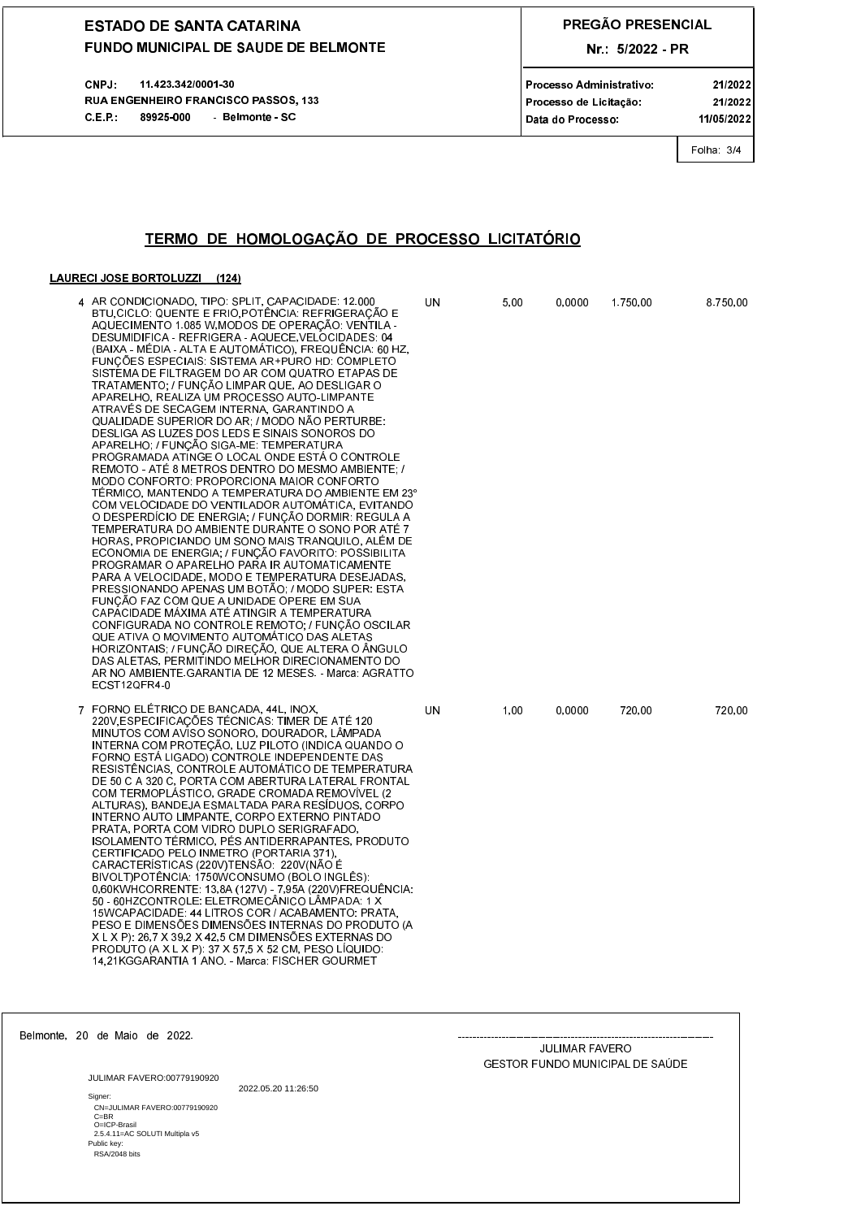**ESTADO DE SANTA CATARINA**
**FUNDO MUNICIPAL DE SAUDE DE BELMONTE**

CNPJ: 11.423.342/0001-30
RUA ENGENHEIRO FRANCISCO PASSOS, 133
C.E.P.: 89925-000 - Belmonte - SC

**PREGÃO PRESENCIAL**
**Nr.: 5/2022 - PR**

Processo Administrativo: 21/2022
Processo de Licitação: 21/2022
Data do Processo: 11/05/2022

Folha: 3/4

## TERMO DE HOMOLOGAÇÃO DE PROCESSO LICITATÓRIO

**LAURECI JOSE BORTOLUZZI (124)**

| Item | Descrição | Unid. | Quant. | | Valor Unit. | Valor Total |
|---|---|---|---|---|---|---|
| 4 | AR CONDICIONADO, TIPO: SPLIT, CAPACIDADE: 12.000 BTU,CICLO: QUENTE E FRIO,POTÊNCIA: REFRIGERAÇÃO E AQUECIMENTO 1.085 W,MODOS DE OPERAÇÃO: VENTILA - DESUMIDIFICA - REFRIGERA - AQUECE,VELOCIDADES: 04 (BAIXA - MÉDIA - ALTA E AUTOMÁTICO), FREQUÊNCIA: 60 HZ, FUNÇÕES ESPECIAIS: SISTEMA AR+PURO HD: COMPLETO SISTEMA DE FILTRAGEM DO AR COM QUATRO ETAPAS DE TRATAMENTO; / FUNÇÃO LIMPAR QUE, AO DESLIGAR O APARELHO, REALIZA UM PROCESSO AUTO-LIMPANTE ATRAVÉS DE SECAGEM INTERNA, GARANTINDO A QUALIDADE SUPERIOR DO AR; / MODO NÃO PERTURBE: DESLIGA AS LUZES DOS LEDS E SINAIS SONOROS DO APARELHO; / FUNÇÃO SIGA-ME: TEMPERATURA PROGRAMADA ATINGE O LOCAL ONDE ESTÁ O CONTROLE REMOTO - ATÉ 8 METROS DENTRO DO MESMO AMBIENTE; / MODO CONFORTO: PROPORCIONA MAIOR CONFORTO TÉRMICO, MANTENDO A TEMPERATURA DO AMBIENTE EM 23° COM VELOCIDADE DO VENTILADOR AUTOMÁTICA, EVITANDO O DESPERDÍCIO DE ENERGIA; / FUNÇÃO DORMIR: REGULA A TEMPERATURA DO AMBIENTE DURANTE O SONO POR ATÉ 7 HORAS, PROPICIANDO UM SONO MAIS TRANQUILO, ALÉM DE ECONOMIA DE ENERGIA; / FUNÇÃO FAVORITO: POSSIBILITA PROGRAMAR O APARELHO PARA IR AUTOMATICAMENTE PARA A VELOCIDADE, MODO E TEMPERATURA DESEJADAS, PRESSIONANDO APENAS UM BOTÃO; / MODO SUPER: ESTA FUNÇÃO FAZ COM QUE A UNIDADE OPERE EM SUA CAPACIDADE MÁXIMA ATÉ ATINGIR A TEMPERATURA CONFIGURADA NO CONTROLE REMOTO; / FUNÇÃO OSCILAR QUE ATIVA O MOVIMENTO AUTOMÁTICO DAS ALETAS HORIZONTAIS; / FUNÇÃO DIREÇÃO, QUE ALTERA O ÂNGULO DAS ALETAS, PERMITINDO MELHOR DIRECIONAMENTO DO AR NO AMBIENTE.GARANTIA DE 12 MESES. - Marca: AGRATTO ECST12QFR4-0 | UN | 5,00 | 0,0000 | 1.750,00 | 8.750,00 |
| 7 | FORNO ELÉTRICO DE BANCADA, 44L, INOX, 220V,ESPECIFICAÇÕES TÉCNICAS: TIMER DE ATÉ 120 MINUTOS COM AVISO SONORO, DOURADOR, LÂMPADA INTERNA COM PROTEÇÃO, LUZ PILOTO (INDICA QUANDO O FORNO ESTÁ LIGADO) CONTROLE INDEPENDENTE DAS RESISTÊNCIAS, CONTROLE AUTOMÁTICO DE TEMPERATURA DE 50 C A 320 C, PORTA COM ABERTURA LATERAL FRONTAL COM TERMOPLÁSTICO, GRADE CROMADA REMOVÍVEL (2 ALTURAS), BANDEJA ESMALTADA PARA RESÍDUOS, CORPO INTERNO AUTO LIMPANTE, CORPO EXTERNO PINTADO PRATA, PORTA COM VIDRO DUPLO SERIGRAFADO, ISOLAMENTO TÉRMICO, PÉS ANTIDERRAPANTES, PRODUTO CERTIFICADO PELO INMETRO (PORTARIA 371), CARACTERÍSTICAS (220V)TENSÃO: 220V(NÃO É BIVOLT)POTÊNCIA: 1750WCONSUMO (BOLO INGLÊS): 0,60KWHCORRENTE: 13,8A (127V) - 7,95A (220V)FREQUÊNCIA: 50 - 60HZCONTROLE: ELETROMECÂNICO LÂMPADA: 1 X 15WCAPACIDADE: 44 LITROS COR / ACABAMENTO: PRATA, PESO E DIMENSÕES DIMENSÕES INTERNAS DO PRODUTO (A X L X P): 26,7 X 39,2 X 42,5 CM DIMENSÕES EXTERNAS DO PRODUTO (A X L X P): 37 X 57,5 X 52 CM, PESO LÍQUIDO: 14,21KGGARANTIA 1 ANO. - Marca: FISCHER GOURMET | UN | 1,00 | 0,0000 | 720,00 | 720,00 |

Belmonte, 20 de Maio de 2022.

JULIMAR FAVERO:00779190920
2022.05.20 11:26:50
Signer:
CN=JULIMAR FAVERO:00779190920
C=BR
O=ICP-Brasil
2.5.4.11=AC SOLUTI Multipla v5
Public key:
RSA/2048 bits

---------------------------------------------
JULIMAR FAVERO
GESTOR FUNDO MUNICIPAL DE SAÚDE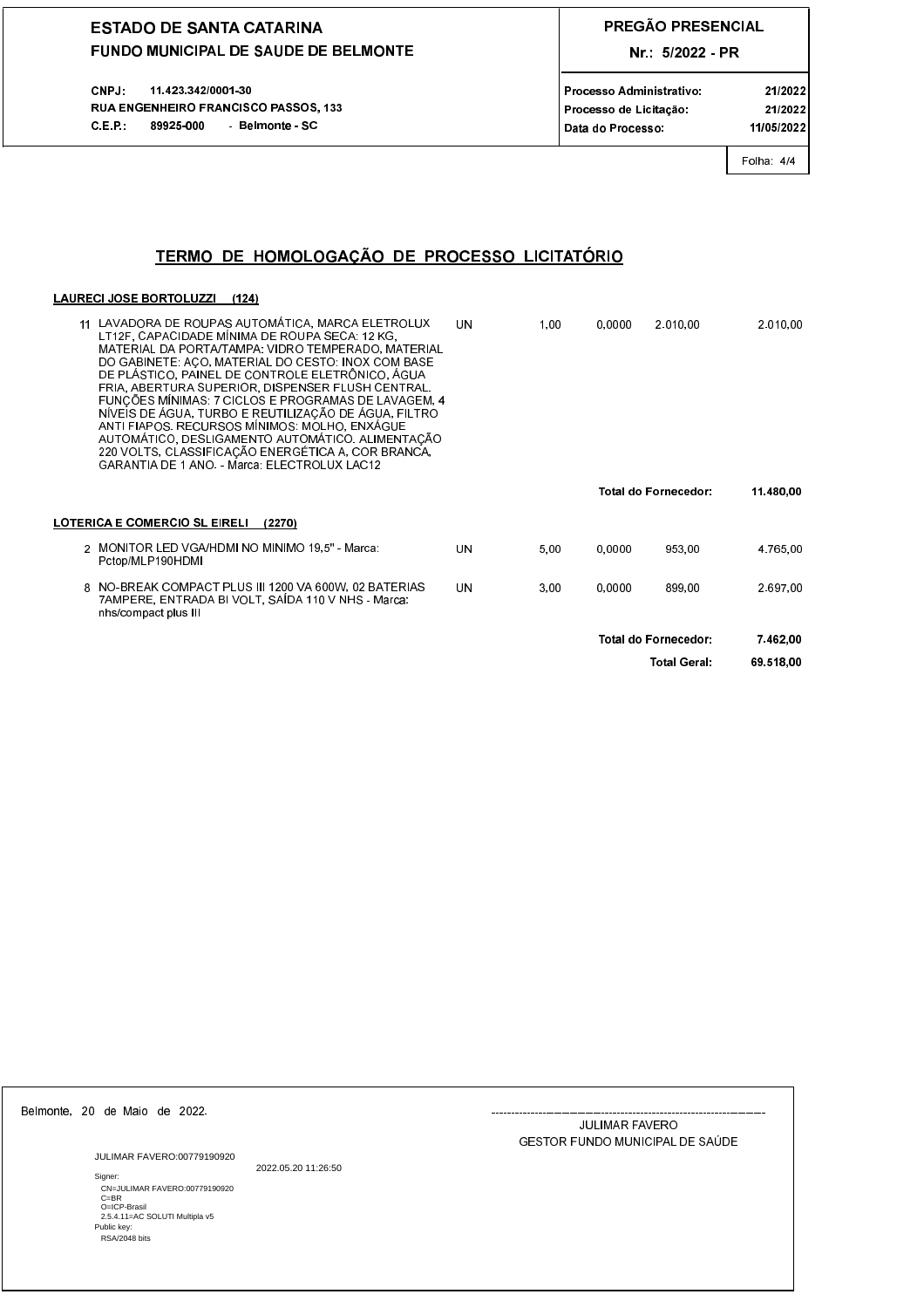**ESTADO DE SANTA CATARINA**
**FUNDO MUNICIPAL DE SAUDE DE BELMONTE**

CNPJ: 11.423.342/0001-30
RUA ENGENHEIRO FRANCISCO PASSOS, 133
C.E.P.: 89925-000 - Belmonte - SC

**PREGÃO PRESENCIAL**
**Nr.: 5/2022 - PR**

| | |
|---|---|
| Processo Administrativo: | 21/2022 |
| Processo de Licitação: | 21/2022 |
| Data do Processo: | 11/05/2022 |

Folha: 4/4

## TERMO DE HOMOLOGAÇÃO DE PROCESSO LICITATÓRIO

**LAURECI JOSE BORTOLUZZI (124)**

| | | | | | | |
|---|---|---|---|---|---|---|
| 11 | LAVADORA DE ROUPAS AUTOMÁTICA, MARCA ELETROLUX LT12F, CAPACIDADE MÍNIMA DE ROUPA SECA: 12 KG, MATERIAL DA PORTA/TAMPA: VIDRO TEMPERADO, MATERIAL DO GABINETE: AÇO, MATERIAL DO CESTO: INOX COM BASE DE PLÁSTICO, PAINEL DE CONTROLE ELETRÔNICO, ÁGUA FRIA, ABERTURA SUPERIOR, DISPENSER FLUSH CENTRAL. FUNÇÕES MÍNIMAS: 7 CICLOS E PROGRAMAS DE LAVAGEM, 4 NÍVEIS DE ÁGUA, TURBO E REUTILIZAÇÃO DE ÁGUA, FILTRO ANTI FIAPOS. RECURSOS MÍNIMOS: MOLHO, ENXÁGUE AUTOMÁTICO, DESLIGAMENTO AUTOMÁTICO. ALIMENTAÇÃO 220 VOLTS, CLASSIFICAÇÃO ENERGÉTICA A, COR BRANCA, GARANTIA DE 1 ANO. - Marca: ELECTROLUX LAC12 | UN | 1,00 | 0,0000 | 2.010,00 | 2.010,00 |
| | | | | | **Total do Fornecedor:** | **11.480,00** |

**LOTERICA E COMERCIO SL EIRELI (2270)**

| | | | | | | |
|---|---|---|---|---|---|---|
| 2 | MONITOR LED VGA/HDMI NO MINIMO 19,5" - Marca: Pctop/MLP190HDMI | UN | 5,00 | 0,0000 | 953,00 | 4.765,00 |
| 8 | NO-BREAK COMPACT PLUS III 1200 VA 600W, 02 BATERIAS 7AMPERE, ENTRADA BI VOLT, SAÍDA 110 V NHS - Marca: nhs/compact plus III | UN | 3,00 | 0,0000 | 899,00 | 2.697,00 |
| | | | | | **Total do Fornecedor:** | **7.462,00** |
| | | | | | **Total Geral:** | **69.518,00** |

Belmonte, 20 de Maio de 2022.

JULIMAR FAVERO:00779190920
2022.05.20 11:26:50
Signer:
CN=JULIMAR FAVERO:00779190920
C=BR
O=ICP-Brasil
2.5.4.11=AC SOLUTI Multipla v5
Public key:
RSA/2048 bits

---

JULIMAR FAVERO
GESTOR FUNDO MUNICIPAL DE SAÚDE